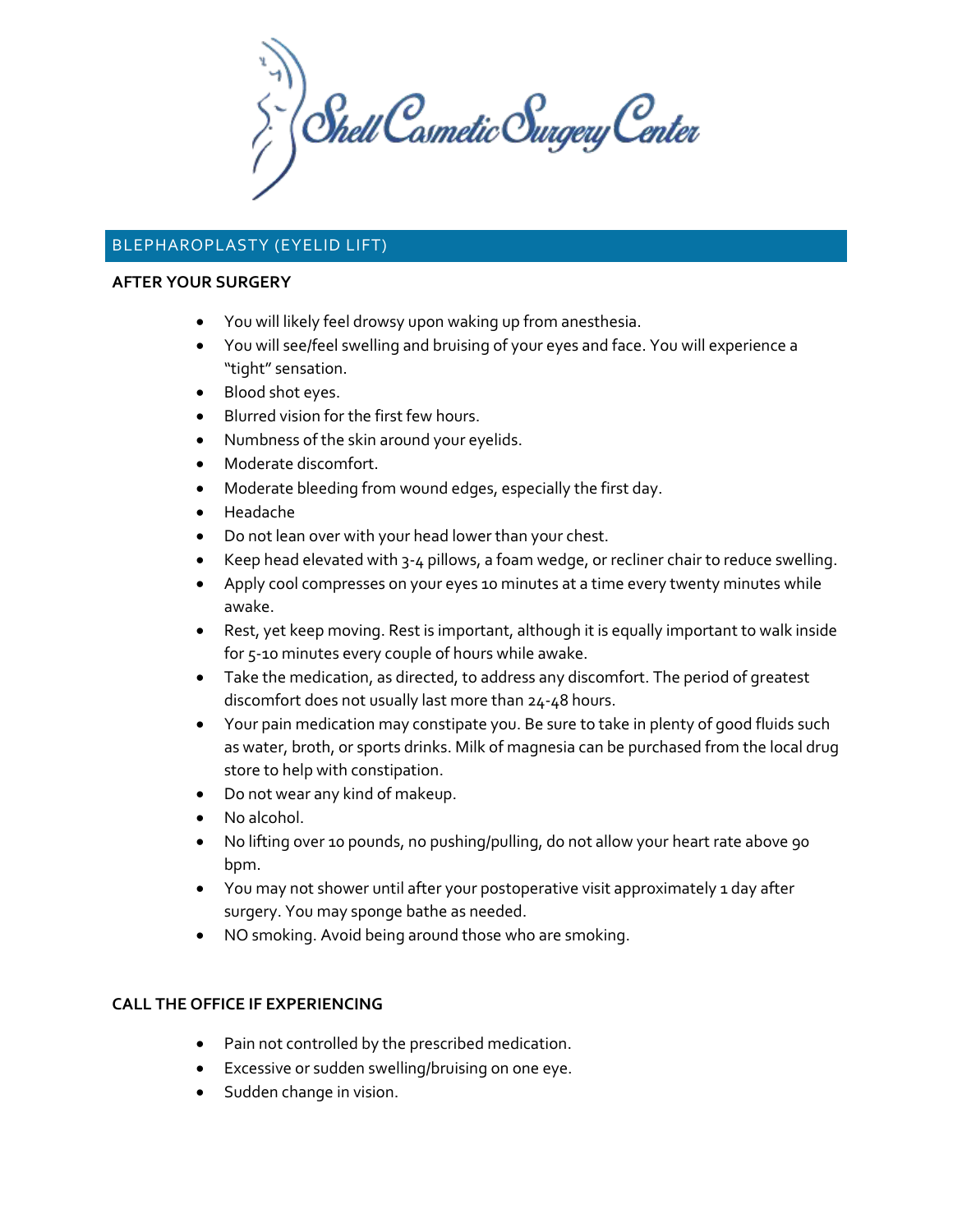Shell Cosmetic Surgery Center

## BLEPHAROPLASTY (EYELID LIFT)

### AFTER YOUR SURGERY

- You will likely feel drowsy upon waking up from anesthesia.
- You will see/feel swelling and bruising of your eyes and face. You will experience a "tight" sensation.
- Blood shot eyes.
- Blurred vision for the first few hours.
- Numbness of the skin around your eyelids.
- Moderate discomfort.
- Moderate bleeding from wound edges, especially the first day.
- Headache
- Do not lean over with your head lower than your chest.
- Keep head elevated with 3-4 pillows, a foam wedge, or recliner chair to reduce swelling.
- Apply cool compresses on your eyes 10 minutes at a time every twenty minutes while awake.
- Rest, yet keep moving. Rest is important, although it is equally important to walk inside for 5-10 minutes every couple of hours while awake.
- Take the medication, as directed, to address any discomfort. The period of greatest discomfort does not usually last more than 24-48 hours.
- Your pain medication may constipate you. Be sure to take in plenty of good fluids such as water, broth, or sports drinks. Milk of magnesia can be purchased from the local drug store to help with constipation.
- Do not wear any kind of makeup.
- No alcohol.
- No lifting over 10 pounds, no pushing/pulling, do not allow your heart rate above 90 bpm.
- You may not shower until after your postoperative visit approximately 1 day after surgery. You may sponge bathe as needed.
- NO smoking. Avoid being around those who are smoking.

### CALL THE OFFICE IF EXPERIENCING

- Pain not controlled by the prescribed medication.
- Excessive or sudden swelling/bruising on one eye.
- Sudden change in vision.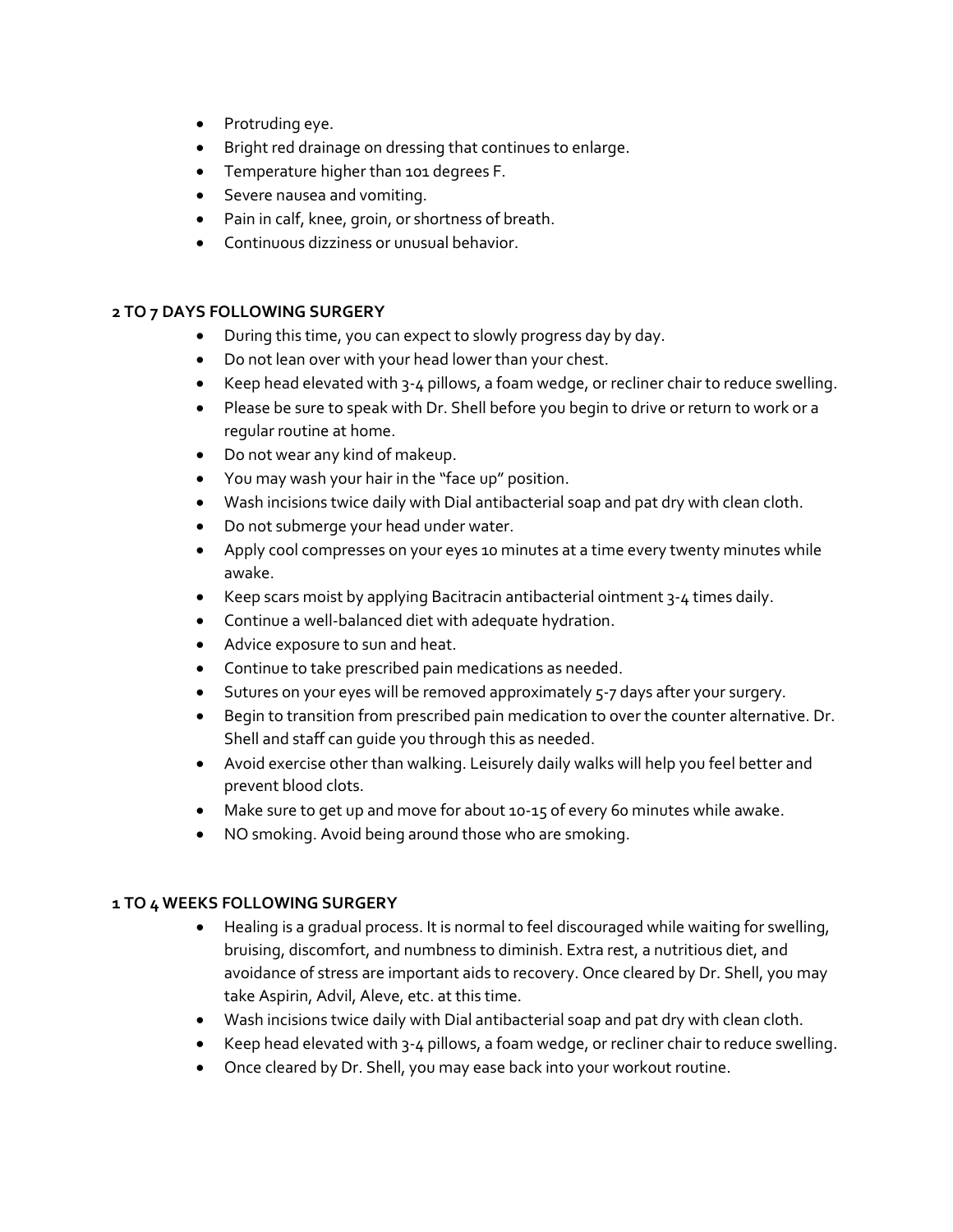- Protruding eye.
- Bright red drainage on dressing that continues to enlarge.
- Temperature higher than 101 degrees F.
- Severe nausea and vomiting.
- Pain in calf, knee, groin, or shortness of breath.
- Continuous dizziness or unusual behavior.

## 2 TO 7 DAYS FOLLOWING SURGERY

- During this time, you can expect to slowly progress day by day.
- Do not lean over with your head lower than your chest.
- Keep head elevated with 3-4 pillows, a foam wedge, or recliner chair to reduce swelling.
- Please be sure to speak with Dr. Shell before you begin to drive or return to work or a regular routine at home.
- Do not wear any kind of makeup.
- You may wash your hair in the "face up" position.
- Wash incisions twice daily with Dial antibacterial soap and pat dry with clean cloth.
- Do not submerge your head under water.
- Apply cool compresses on your eyes 10 minutes at a time every twenty minutes while awake.
- Keep scars moist by applying Bacitracin antibacterial ointment 3-4 times daily.
- Continue a well-balanced diet with adequate hydration.
- Advice exposure to sun and heat.
- Continue to take prescribed pain medications as needed.
- Sutures on your eyes will be removed approximately 5-7 days after your surgery.
- Begin to transition from prescribed pain medication to over the counter alternative. Dr. Shell and staff can guide you through this as needed.
- Avoid exercise other than walking. Leisurely daily walks will help you feel better and prevent blood clots.
- Make sure to get up and move for about 10-15 of every 60 minutes while awake.
- NO smoking. Avoid being around those who are smoking.

## 1 TO 4 WEEKS FOLLOWING SURGERY

- Healing is a gradual process. It is normal to feel discouraged while waiting for swelling, bruising, discomfort, and numbness to diminish. Extra rest, a nutritious diet, and avoidance of stress are important aids to recovery. Once cleared by Dr. Shell, you may take Aspirin, Advil, Aleve, etc. at this time.
- Wash incisions twice daily with Dial antibacterial soap and pat dry with clean cloth.
- Keep head elevated with 3-4 pillows, a foam wedge, or recliner chair to reduce swelling.
- Once cleared by Dr. Shell, you may ease back into your workout routine.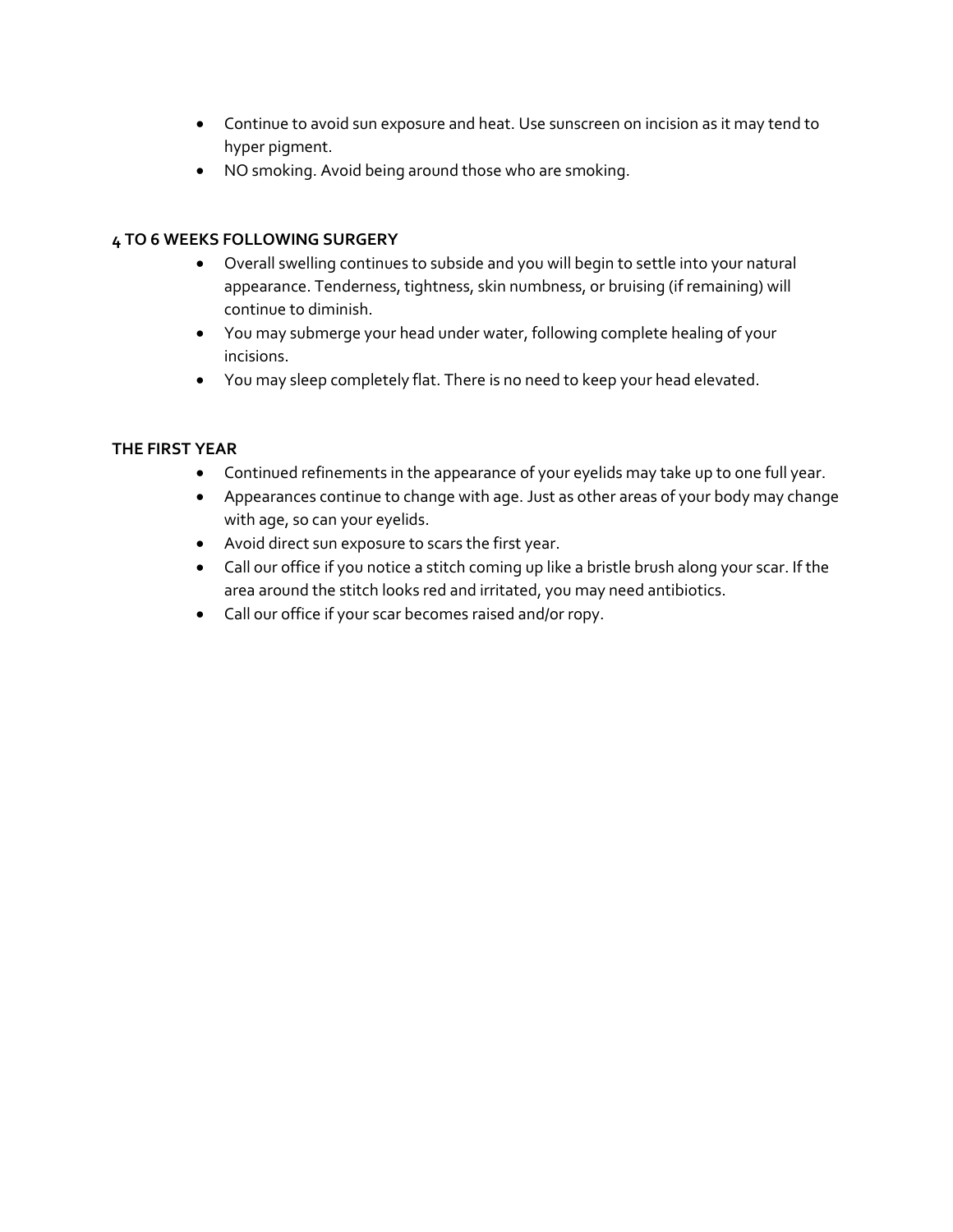- Continue to avoid sun exposure and heat. Use sunscreen on incision as it may tend to hyper pigment.
- NO smoking. Avoid being around those who are smoking.

**4 TO 6 WEEKS FOLLOWING SURGERY**

- Overall swelling continues to subside and you will begin to settle into your natural appearance. Tenderness, tightness, skin numbness, or bruising (if remaining) will continue to diminish.
- You may submerge your head under water, following complete healing of your incisions.
- You may sleep completely flat. There is no need to keep your head elevated.

**THE FIRST YEAR**

- Continued refinements in the appearance of your eyelids may take up to one full year.
- Appearances continue to change with age. Just as other areas of your body may change with age, so can your eyelids.
- Avoid direct sun exposure to scars the first year.
- Call our office if you notice a stitch coming up like a bristle brush along your scar. If the area around the stitch looks red and irritated, you may need antibiotics.
- Call our office if your scar becomes raised and/or ropy.